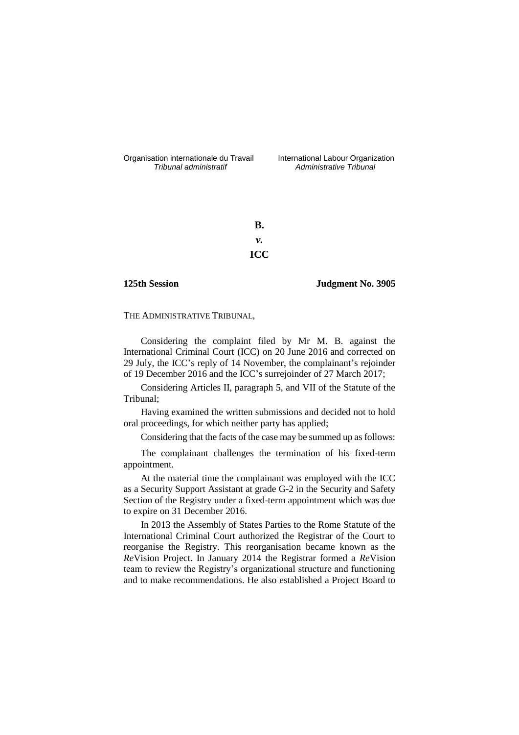Organisation internationale du Travail
*Tribunal administratif*

International Labour Organization
*Administrative Tribunal*

**B.**

***v.***

**ICC**

**125th Session**

**Judgment No. 3905**

THE ADMINISTRATIVE TRIBUNAL,

Considering the complaint filed by Mr M. B. against the International Criminal Court (ICC) on 20 June 2016 and corrected on 29 July, the ICC's reply of 14 November, the complainant's rejoinder of 19 December 2016 and the ICC's surrejoinder of 27 March 2017;

Considering Articles II, paragraph 5, and VII of the Statute of the Tribunal;

Having examined the written submissions and decided not to hold oral proceedings, for which neither party has applied;

Considering that the facts of the case may be summed up as follows:

The complainant challenges the termination of his fixed-term appointment.

At the material time the complainant was employed with the ICC as a Security Support Assistant at grade G-2 in the Security and Safety Section of the Registry under a fixed-term appointment which was due to expire on 31 December 2016.

In 2013 the Assembly of States Parties to the Rome Statute of the International Criminal Court authorized the Registrar of the Court to reorganise the Registry. This reorganisation became known as the *Re*Vision Project. In January 2014 the Registrar formed a *Re*Vision team to review the Registry's organizational structure and functioning and to make recommendations. He also established a Project Board to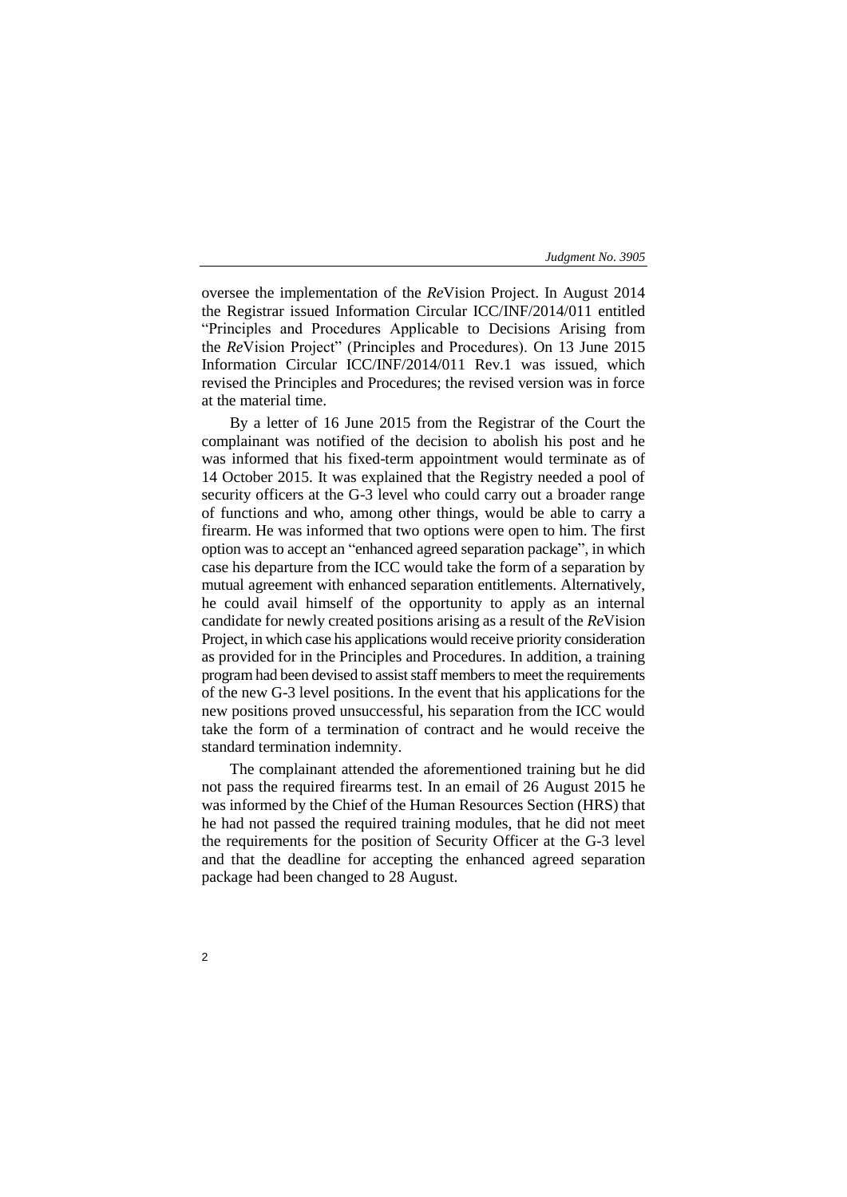oversee the implementation of the *Re*Vision Project. In August 2014 the Registrar issued Information Circular ICC/INF/2014/011 entitled "Principles and Procedures Applicable to Decisions Arising from the *Re*Vision Project" (Principles and Procedures). On 13 June 2015 Information Circular ICC/INF/2014/011 Rev.1 was issued, which revised the Principles and Procedures; the revised version was in force at the material time.

By a letter of 16 June 2015 from the Registrar of the Court the complainant was notified of the decision to abolish his post and he was informed that his fixed-term appointment would terminate as of 14 October 2015. It was explained that the Registry needed a pool of security officers at the G-3 level who could carry out a broader range of functions and who, among other things, would be able to carry a firearm. He was informed that two options were open to him. The first option was to accept an "enhanced agreed separation package", in which case his departure from the ICC would take the form of a separation by mutual agreement with enhanced separation entitlements. Alternatively, he could avail himself of the opportunity to apply as an internal candidate for newly created positions arising as a result of the *Re*Vision Project, in which case his applications would receive priority consideration as provided for in the Principles and Procedures. In addition, a training program had been devised to assist staff members to meet the requirements of the new G-3 level positions. In the event that his applications for the new positions proved unsuccessful, his separation from the ICC would take the form of a termination of contract and he would receive the standard termination indemnity.

The complainant attended the aforementioned training but he did not pass the required firearms test. In an email of 26 August 2015 he was informed by the Chief of the Human Resources Section (HRS) that he had not passed the required training modules, that he did not meet the requirements for the position of Security Officer at the G-3 level and that the deadline for accepting the enhanced agreed separation package had been changed to 28 August.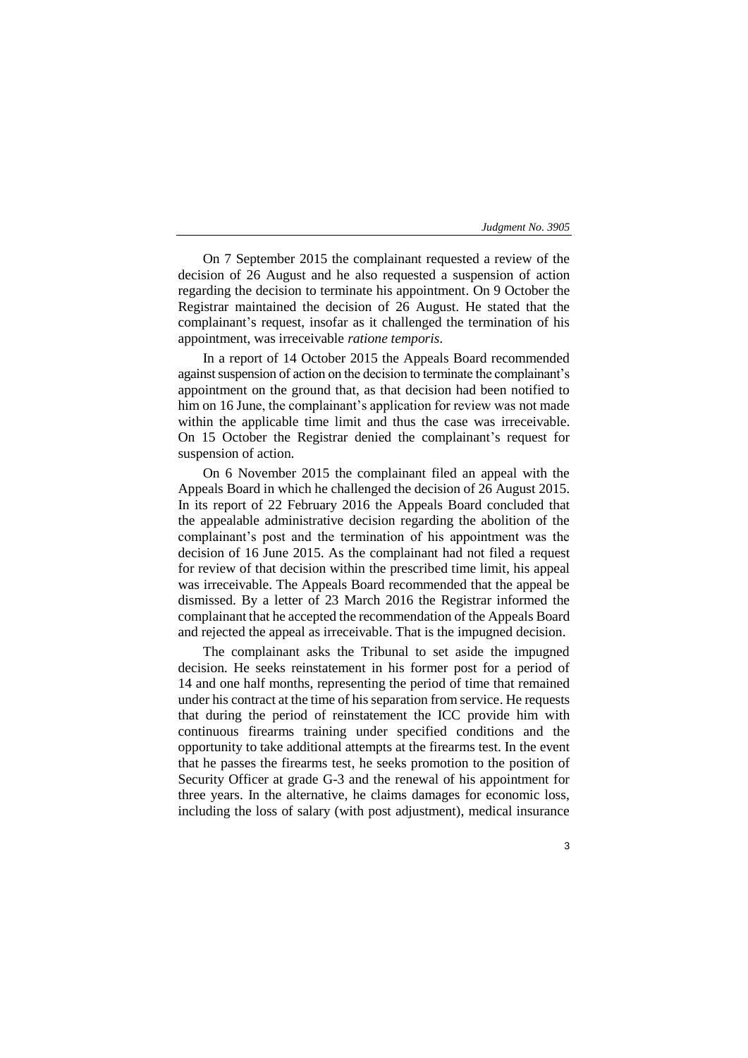On 7 September 2015 the complainant requested a review of the decision of 26 August and he also requested a suspension of action regarding the decision to terminate his appointment. On 9 October the Registrar maintained the decision of 26 August. He stated that the complainant's request, insofar as it challenged the termination of his appointment, was irreceivable *ratione temporis*.

In a report of 14 October 2015 the Appeals Board recommended against suspension of action on the decision to terminate the complainant's appointment on the ground that, as that decision had been notified to him on 16 June, the complainant's application for review was not made within the applicable time limit and thus the case was irreceivable. On 15 October the Registrar denied the complainant's request for suspension of action.

On 6 November 2015 the complainant filed an appeal with the Appeals Board in which he challenged the decision of 26 August 2015. In its report of 22 February 2016 the Appeals Board concluded that the appealable administrative decision regarding the abolition of the complainant's post and the termination of his appointment was the decision of 16 June 2015. As the complainant had not filed a request for review of that decision within the prescribed time limit, his appeal was irreceivable. The Appeals Board recommended that the appeal be dismissed. By a letter of 23 March 2016 the Registrar informed the complainant that he accepted the recommendation of the Appeals Board and rejected the appeal as irreceivable. That is the impugned decision.

The complainant asks the Tribunal to set aside the impugned decision. He seeks reinstatement in his former post for a period of 14 and one half months, representing the period of time that remained under his contract at the time of his separation from service. He requests that during the period of reinstatement the ICC provide him with continuous firearms training under specified conditions and the opportunity to take additional attempts at the firearms test. In the event that he passes the firearms test, he seeks promotion to the position of Security Officer at grade G-3 and the renewal of his appointment for three years. In the alternative, he claims damages for economic loss, including the loss of salary (with post adjustment), medical insurance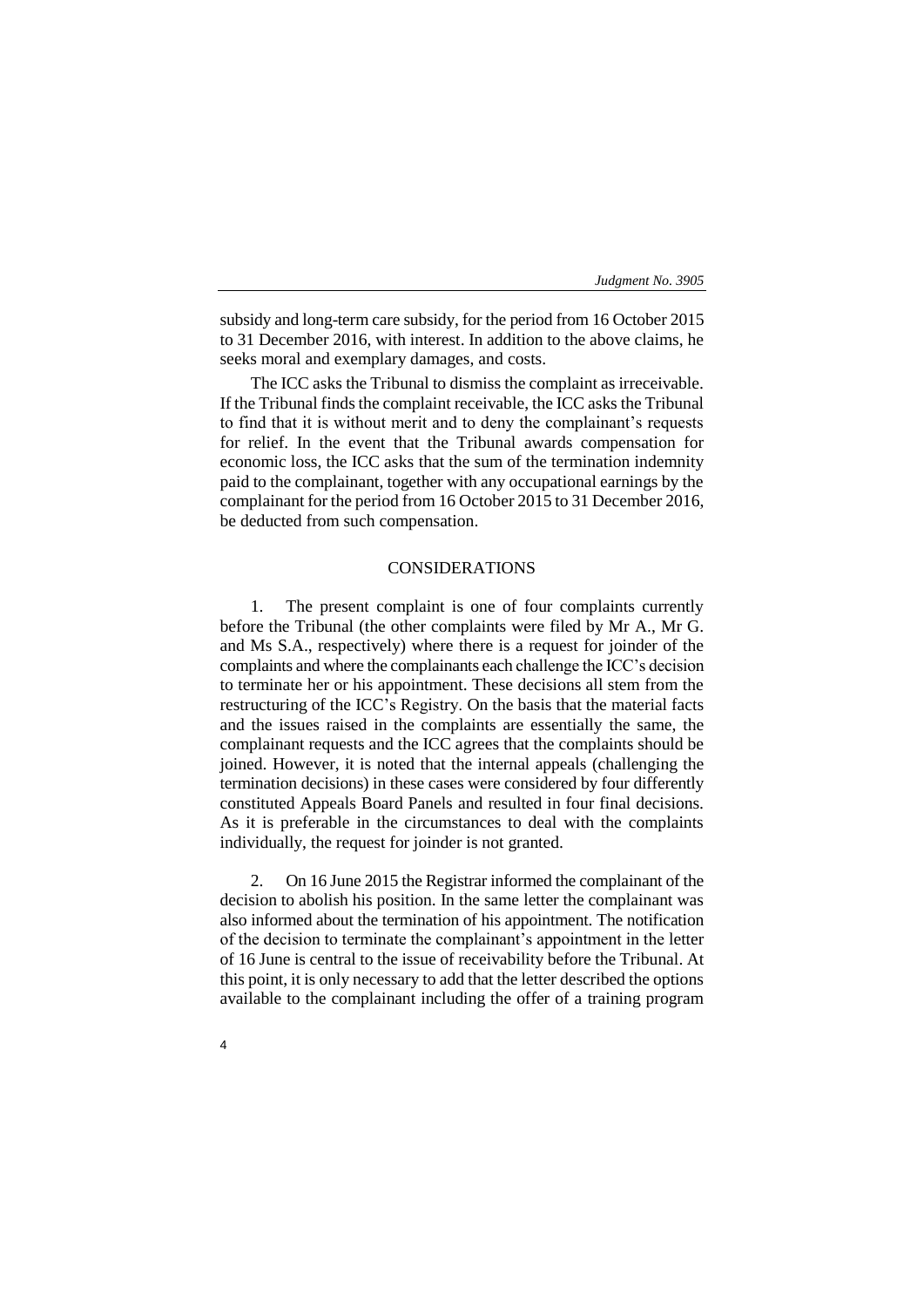subsidy and long-term care subsidy, for the period from 16 October 2015 to 31 December 2016, with interest. In addition to the above claims, he seeks moral and exemplary damages, and costs.

The ICC asks the Tribunal to dismiss the complaint as irreceivable. If the Tribunal finds the complaint receivable, the ICC asks the Tribunal to find that it is without merit and to deny the complainant's requests for relief. In the event that the Tribunal awards compensation for economic loss, the ICC asks that the sum of the termination indemnity paid to the complainant, together with any occupational earnings by the complainant for the period from 16 October 2015 to 31 December 2016, be deducted from such compensation.

## CONSIDERATIONS

1. The present complaint is one of four complaints currently before the Tribunal (the other complaints were filed by Mr A., Mr G. and Ms S.A., respectively) where there is a request for joinder of the complaints and where the complainants each challenge the ICC's decision to terminate her or his appointment. These decisions all stem from the restructuring of the ICC's Registry. On the basis that the material facts and the issues raised in the complaints are essentially the same, the complainant requests and the ICC agrees that the complaints should be joined. However, it is noted that the internal appeals (challenging the termination decisions) in these cases were considered by four differently constituted Appeals Board Panels and resulted in four final decisions. As it is preferable in the circumstances to deal with the complaints individually, the request for joinder is not granted.

2. On 16 June 2015 the Registrar informed the complainant of the decision to abolish his position. In the same letter the complainant was also informed about the termination of his appointment. The notification of the decision to terminate the complainant's appointment in the letter of 16 June is central to the issue of receivability before the Tribunal. At this point, it is only necessary to add that the letter described the options available to the complainant including the offer of a training program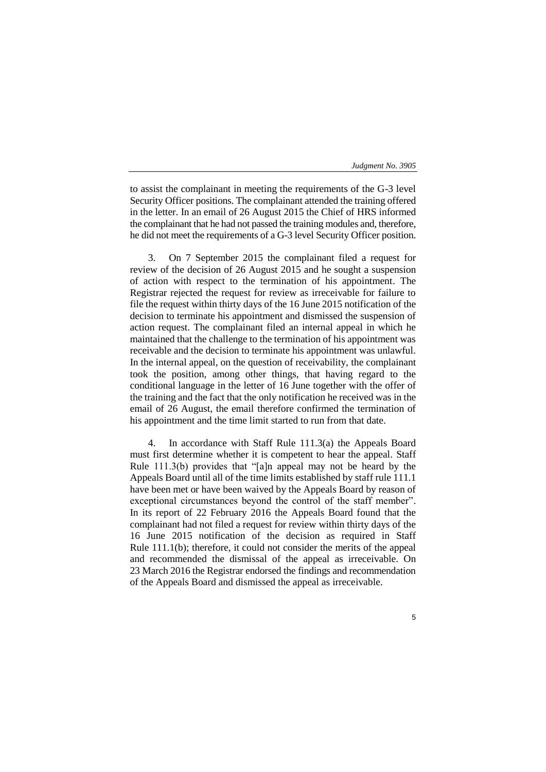to assist the complainant in meeting the requirements of the G-3 level Security Officer positions. The complainant attended the training offered in the letter. In an email of 26 August 2015 the Chief of HRS informed the complainant that he had not passed the training modules and, therefore, he did not meet the requirements of a G-3 level Security Officer position.

3. On 7 September 2015 the complainant filed a request for review of the decision of 26 August 2015 and he sought a suspension of action with respect to the termination of his appointment. The Registrar rejected the request for review as irreceivable for failure to file the request within thirty days of the 16 June 2015 notification of the decision to terminate his appointment and dismissed the suspension of action request. The complainant filed an internal appeal in which he maintained that the challenge to the termination of his appointment was receivable and the decision to terminate his appointment was unlawful. In the internal appeal, on the question of receivability, the complainant took the position, among other things, that having regard to the conditional language in the letter of 16 June together with the offer of the training and the fact that the only notification he received was in the email of 26 August, the email therefore confirmed the termination of his appointment and the time limit started to run from that date.

4. In accordance with Staff Rule 111.3(a) the Appeals Board must first determine whether it is competent to hear the appeal. Staff Rule 111.3(b) provides that "[a]n appeal may not be heard by the Appeals Board until all of the time limits established by staff rule 111.1 have been met or have been waived by the Appeals Board by reason of exceptional circumstances beyond the control of the staff member". In its report of 22 February 2016 the Appeals Board found that the complainant had not filed a request for review within thirty days of the 16 June 2015 notification of the decision as required in Staff Rule 111.1(b); therefore, it could not consider the merits of the appeal and recommended the dismissal of the appeal as irreceivable. On 23 March 2016 the Registrar endorsed the findings and recommendation of the Appeals Board and dismissed the appeal as irreceivable.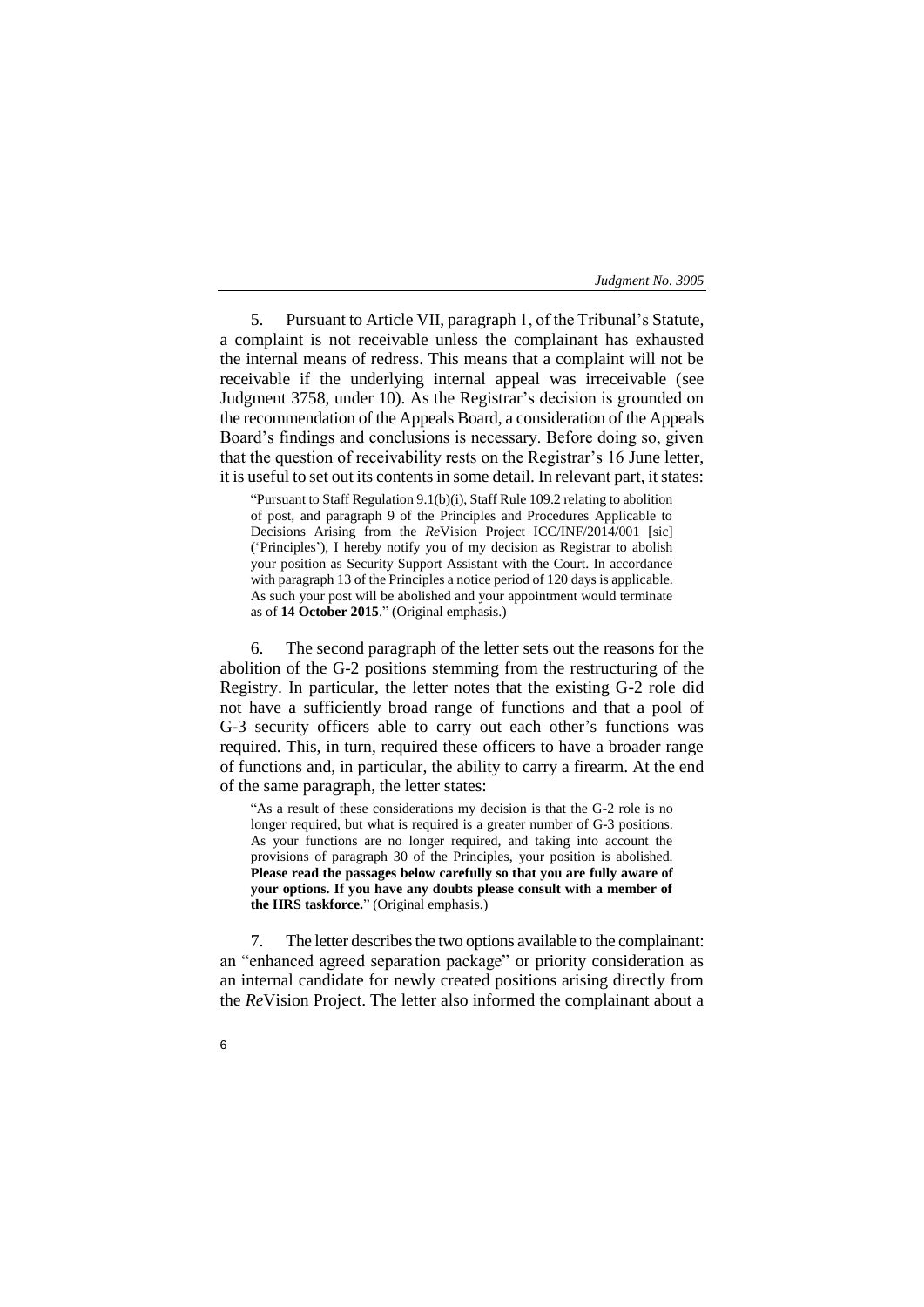5. Pursuant to Article VII, paragraph 1, of the Tribunal's Statute, a complaint is not receivable unless the complainant has exhausted the internal means of redress. This means that a complaint will not be receivable if the underlying internal appeal was irreceivable (see Judgment 3758, under 10). As the Registrar's decision is grounded on the recommendation of the Appeals Board, a consideration of the Appeals Board's findings and conclusions is necessary. Before doing so, given that the question of receivability rests on the Registrar's 16 June letter, it is useful to set out its contents in some detail. In relevant part, it states:

> "Pursuant to Staff Regulation 9.1(b)(i), Staff Rule 109.2 relating to abolition of post, and paragraph 9 of the Principles and Procedures Applicable to Decisions Arising from the *Re*Vision Project ICC/INF/2014/001 [sic] ('Principles'), I hereby notify you of my decision as Registrar to abolish your position as Security Support Assistant with the Court. In accordance with paragraph 13 of the Principles a notice period of 120 days is applicable. As such your post will be abolished and your appointment would terminate as of **14 October 2015**." (Original emphasis.)

6. The second paragraph of the letter sets out the reasons for the abolition of the G-2 positions stemming from the restructuring of the Registry. In particular, the letter notes that the existing G-2 role did not have a sufficiently broad range of functions and that a pool of G-3 security officers able to carry out each other's functions was required. This, in turn, required these officers to have a broader range of functions and, in particular, the ability to carry a firearm. At the end of the same paragraph, the letter states:

> "As a result of these considerations my decision is that the G-2 role is no longer required, but what is required is a greater number of G-3 positions. As your functions are no longer required, and taking into account the provisions of paragraph 30 of the Principles, your position is abolished. **Please read the passages below carefully so that you are fully aware of your options. If you have any doubts please consult with a member of the HRS taskforce.**" (Original emphasis.)

7. The letter describes the two options available to the complainant: an "enhanced agreed separation package" or priority consideration as an internal candidate for newly created positions arising directly from the *Re*Vision Project. The letter also informed the complainant about a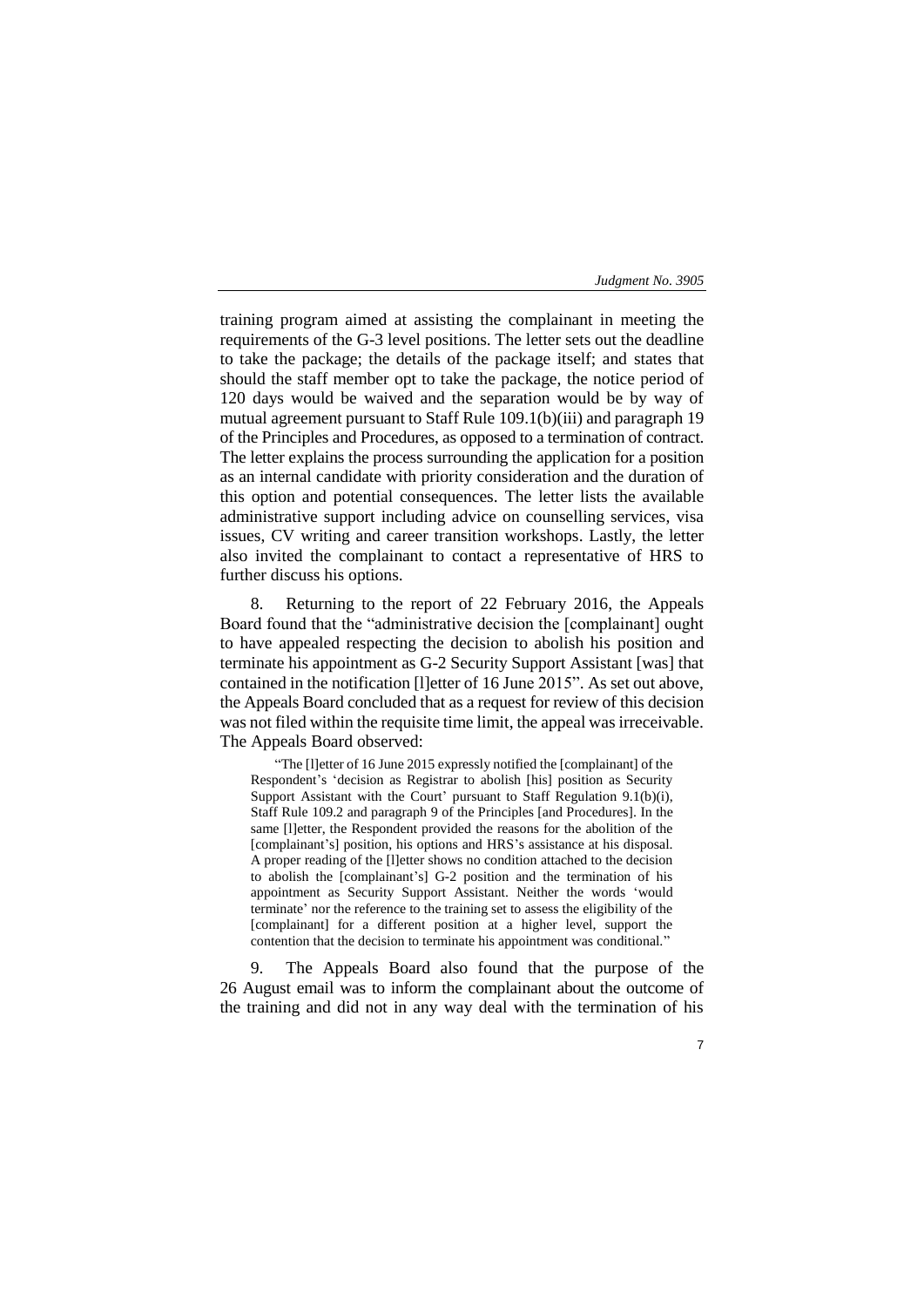training program aimed at assisting the complainant in meeting the requirements of the G-3 level positions. The letter sets out the deadline to take the package; the details of the package itself; and states that should the staff member opt to take the package, the notice period of 120 days would be waived and the separation would be by way of mutual agreement pursuant to Staff Rule 109.1(b)(iii) and paragraph 19 of the Principles and Procedures, as opposed to a termination of contract. The letter explains the process surrounding the application for a position as an internal candidate with priority consideration and the duration of this option and potential consequences. The letter lists the available administrative support including advice on counselling services, visa issues, CV writing and career transition workshops. Lastly, the letter also invited the complainant to contact a representative of HRS to further discuss his options.

8. Returning to the report of 22 February 2016, the Appeals Board found that the "administrative decision the [complainant] ought to have appealed respecting the decision to abolish his position and terminate his appointment as G-2 Security Support Assistant [was] that contained in the notification [l]etter of 16 June 2015". As set out above, the Appeals Board concluded that as a request for review of this decision was not filed within the requisite time limit, the appeal was irreceivable. The Appeals Board observed:

> "The [l]etter of 16 June 2015 expressly notified the [complainant] of the Respondent's 'decision as Registrar to abolish [his] position as Security Support Assistant with the Court' pursuant to Staff Regulation 9.1(b)(i), Staff Rule 109.2 and paragraph 9 of the Principles [and Procedures]. In the same [l]etter, the Respondent provided the reasons for the abolition of the [complainant's] position, his options and HRS's assistance at his disposal. A proper reading of the [l]etter shows no condition attached to the decision to abolish the [complainant's] G-2 position and the termination of his appointment as Security Support Assistant. Neither the words 'would terminate' nor the reference to the training set to assess the eligibility of the [complainant] for a different position at a higher level, support the contention that the decision to terminate his appointment was conditional."

9. The Appeals Board also found that the purpose of the 26 August email was to inform the complainant about the outcome of the training and did not in any way deal with the termination of his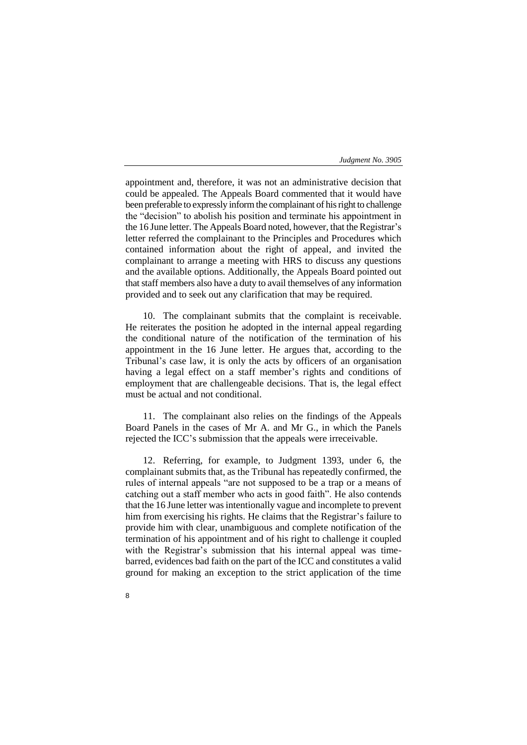appointment and, therefore, it was not an administrative decision that could be appealed. The Appeals Board commented that it would have been preferable to expressly inform the complainant of his right to challenge the "decision" to abolish his position and terminate his appointment in the 16 June letter. The Appeals Board noted, however, that the Registrar's letter referred the complainant to the Principles and Procedures which contained information about the right of appeal, and invited the complainant to arrange a meeting with HRS to discuss any questions and the available options. Additionally, the Appeals Board pointed out that staff members also have a duty to avail themselves of any information provided and to seek out any clarification that may be required.

10. The complainant submits that the complaint is receivable. He reiterates the position he adopted in the internal appeal regarding the conditional nature of the notification of the termination of his appointment in the 16 June letter. He argues that, according to the Tribunal's case law, it is only the acts by officers of an organisation having a legal effect on a staff member's rights and conditions of employment that are challengeable decisions. That is, the legal effect must be actual and not conditional.

11. The complainant also relies on the findings of the Appeals Board Panels in the cases of Mr A. and Mr G., in which the Panels rejected the ICC's submission that the appeals were irreceivable.

12. Referring, for example, to Judgment 1393, under 6, the complainant submits that, as the Tribunal has repeatedly confirmed, the rules of internal appeals "are not supposed to be a trap or a means of catching out a staff member who acts in good faith". He also contends that the 16 June letter was intentionally vague and incomplete to prevent him from exercising his rights. He claims that the Registrar's failure to provide him with clear, unambiguous and complete notification of the termination of his appointment and of his right to challenge it coupled with the Registrar's submission that his internal appeal was time-barred, evidences bad faith on the part of the ICC and constitutes a valid ground for making an exception to the strict application of the time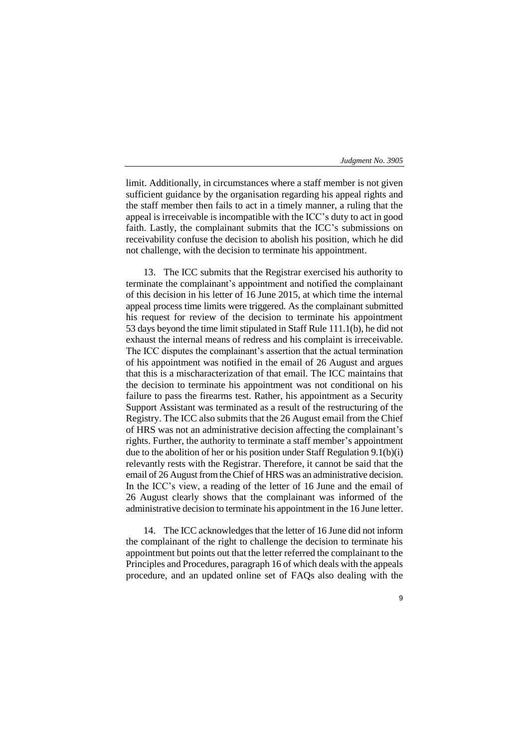limit. Additionally, in circumstances where a staff member is not given sufficient guidance by the organisation regarding his appeal rights and the staff member then fails to act in a timely manner, a ruling that the appeal is irreceivable is incompatible with the ICC's duty to act in good faith. Lastly, the complainant submits that the ICC's submissions on receivability confuse the decision to abolish his position, which he did not challenge, with the decision to terminate his appointment.

13. The ICC submits that the Registrar exercised his authority to terminate the complainant's appointment and notified the complainant of this decision in his letter of 16 June 2015, at which time the internal appeal process time limits were triggered. As the complainant submitted his request for review of the decision to terminate his appointment 53 days beyond the time limit stipulated in Staff Rule 111.1(b), he did not exhaust the internal means of redress and his complaint is irreceivable. The ICC disputes the complainant's assertion that the actual termination of his appointment was notified in the email of 26 August and argues that this is a mischaracterization of that email. The ICC maintains that the decision to terminate his appointment was not conditional on his failure to pass the firearms test. Rather, his appointment as a Security Support Assistant was terminated as a result of the restructuring of the Registry. The ICC also submits that the 26 August email from the Chief of HRS was not an administrative decision affecting the complainant's rights. Further, the authority to terminate a staff member's appointment due to the abolition of her or his position under Staff Regulation 9.1(b)(i) relevantly rests with the Registrar. Therefore, it cannot be said that the email of 26 August from the Chief of HRS was an administrative decision. In the ICC's view, a reading of the letter of 16 June and the email of 26 August clearly shows that the complainant was informed of the administrative decision to terminate his appointment in the 16 June letter.

14. The ICC acknowledges that the letter of 16 June did not inform the complainant of the right to challenge the decision to terminate his appointment but points out that the letter referred the complainant to the Principles and Procedures, paragraph 16 of which deals with the appeals procedure, and an updated online set of FAQs also dealing with the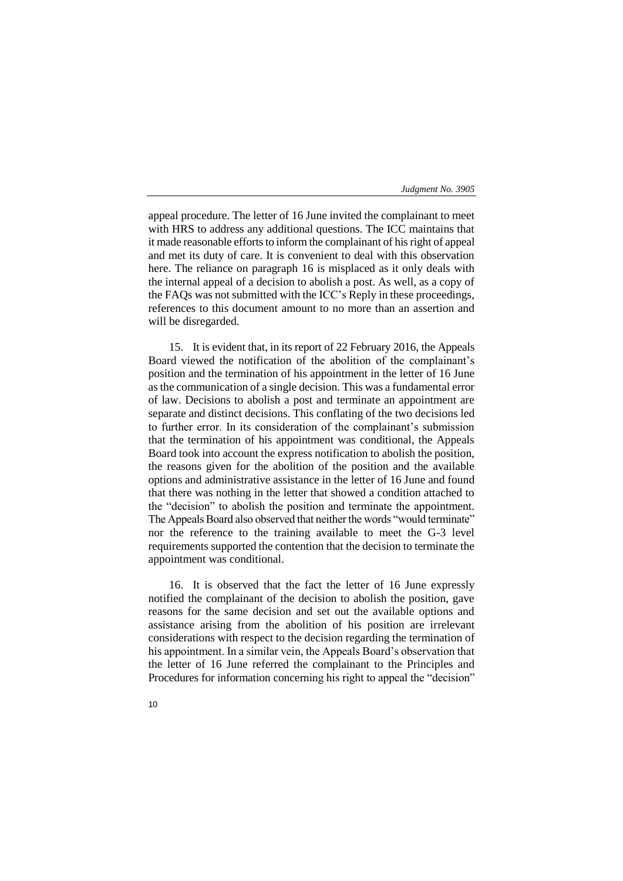appeal procedure. The letter of 16 June invited the complainant to meet with HRS to address any additional questions. The ICC maintains that it made reasonable efforts to inform the complainant of his right of appeal and met its duty of care. It is convenient to deal with this observation here. The reliance on paragraph 16 is misplaced as it only deals with the internal appeal of a decision to abolish a post. As well, as a copy of the FAQs was not submitted with the ICC's Reply in these proceedings, references to this document amount to no more than an assertion and will be disregarded.

15. It is evident that, in its report of 22 February 2016, the Appeals Board viewed the notification of the abolition of the complainant's position and the termination of his appointment in the letter of 16 June as the communication of a single decision. This was a fundamental error of law. Decisions to abolish a post and terminate an appointment are separate and distinct decisions. This conflating of the two decisions led to further error. In its consideration of the complainant's submission that the termination of his appointment was conditional, the Appeals Board took into account the express notification to abolish the position, the reasons given for the abolition of the position and the available options and administrative assistance in the letter of 16 June and found that there was nothing in the letter that showed a condition attached to the "decision" to abolish the position and terminate the appointment. The Appeals Board also observed that neither the words "would terminate" nor the reference to the training available to meet the G-3 level requirements supported the contention that the decision to terminate the appointment was conditional.

16. It is observed that the fact the letter of 16 June expressly notified the complainant of the decision to abolish the position, gave reasons for the same decision and set out the available options and assistance arising from the abolition of his position are irrelevant considerations with respect to the decision regarding the termination of his appointment. In a similar vein, the Appeals Board's observation that the letter of 16 June referred the complainant to the Principles and Procedures for information concerning his right to appeal the "decision"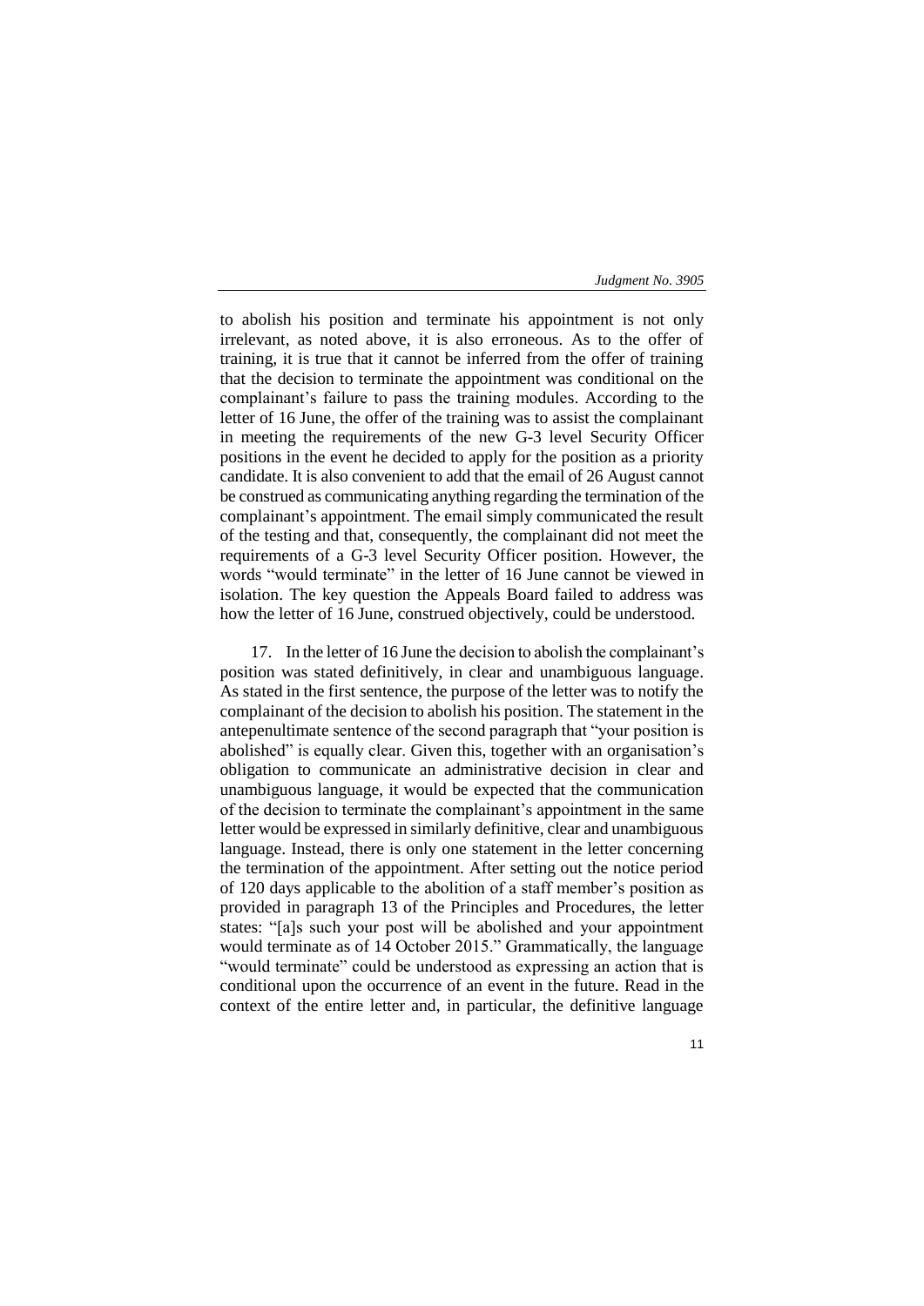to abolish his position and terminate his appointment is not only irrelevant, as noted above, it is also erroneous. As to the offer of training, it is true that it cannot be inferred from the offer of training that the decision to terminate the appointment was conditional on the complainant's failure to pass the training modules. According to the letter of 16 June, the offer of the training was to assist the complainant in meeting the requirements of the new G-3 level Security Officer positions in the event he decided to apply for the position as a priority candidate. It is also convenient to add that the email of 26 August cannot be construed as communicating anything regarding the termination of the complainant's appointment. The email simply communicated the result of the testing and that, consequently, the complainant did not meet the requirements of a G-3 level Security Officer position. However, the words "would terminate" in the letter of 16 June cannot be viewed in isolation. The key question the Appeals Board failed to address was how the letter of 16 June, construed objectively, could be understood.

17. In the letter of 16 June the decision to abolish the complainant's position was stated definitively, in clear and unambiguous language. As stated in the first sentence, the purpose of the letter was to notify the complainant of the decision to abolish his position. The statement in the antepenultimate sentence of the second paragraph that "your position is abolished" is equally clear. Given this, together with an organisation's obligation to communicate an administrative decision in clear and unambiguous language, it would be expected that the communication of the decision to terminate the complainant's appointment in the same letter would be expressed in similarly definitive, clear and unambiguous language. Instead, there is only one statement in the letter concerning the termination of the appointment. After setting out the notice period of 120 days applicable to the abolition of a staff member's position as provided in paragraph 13 of the Principles and Procedures, the letter states: "[a]s such your post will be abolished and your appointment would terminate as of 14 October 2015." Grammatically, the language "would terminate" could be understood as expressing an action that is conditional upon the occurrence of an event in the future. Read in the context of the entire letter and, in particular, the definitive language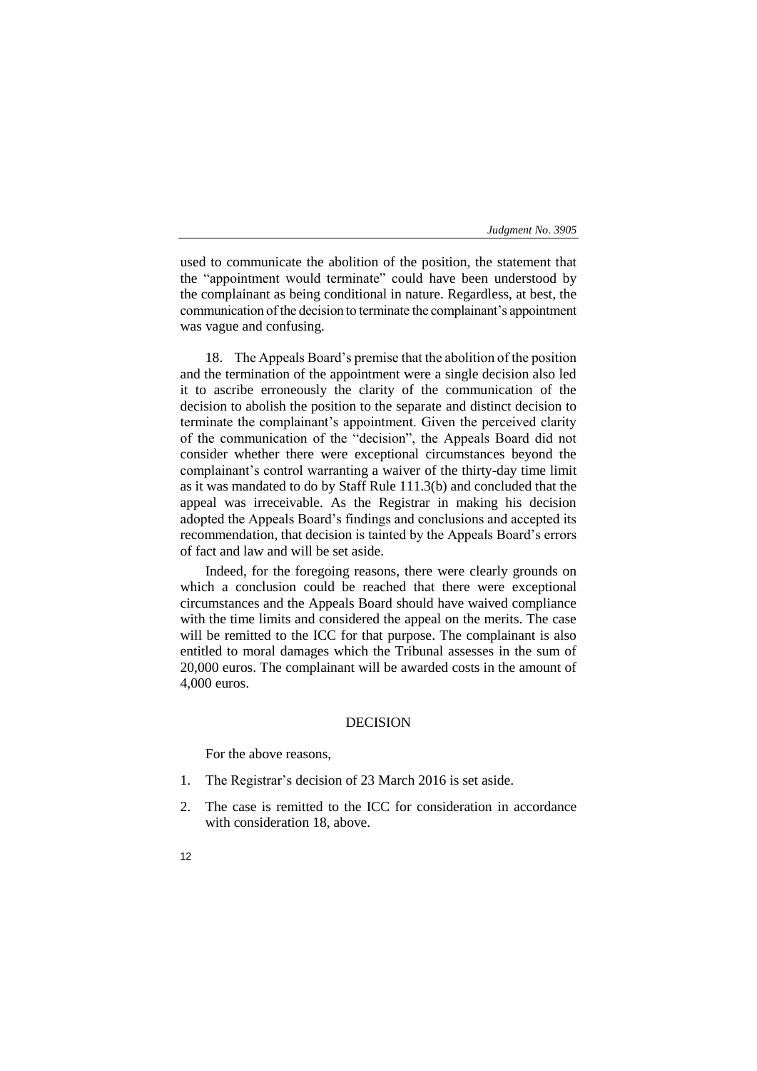used to communicate the abolition of the position, the statement that the "appointment would terminate" could have been understood by the complainant as being conditional in nature. Regardless, at best, the communication of the decision to terminate the complainant's appointment was vague and confusing.

18. The Appeals Board's premise that the abolition of the position and the termination of the appointment were a single decision also led it to ascribe erroneously the clarity of the communication of the decision to abolish the position to the separate and distinct decision to terminate the complainant's appointment. Given the perceived clarity of the communication of the "decision", the Appeals Board did not consider whether there were exceptional circumstances beyond the complainant's control warranting a waiver of the thirty-day time limit as it was mandated to do by Staff Rule 111.3(b) and concluded that the appeal was irreceivable. As the Registrar in making his decision adopted the Appeals Board's findings and conclusions and accepted its recommendation, that decision is tainted by the Appeals Board's errors of fact and law and will be set aside.

Indeed, for the foregoing reasons, there were clearly grounds on which a conclusion could be reached that there were exceptional circumstances and the Appeals Board should have waived compliance with the time limits and considered the appeal on the merits. The case will be remitted to the ICC for that purpose. The complainant is also entitled to moral damages which the Tribunal assesses in the sum of 20,000 euros. The complainant will be awarded costs in the amount of 4,000 euros.

## DECISION

For the above reasons,

1. The Registrar's decision of 23 March 2016 is set aside.
2. The case is remitted to the ICC for consideration in accordance with consideration 18, above.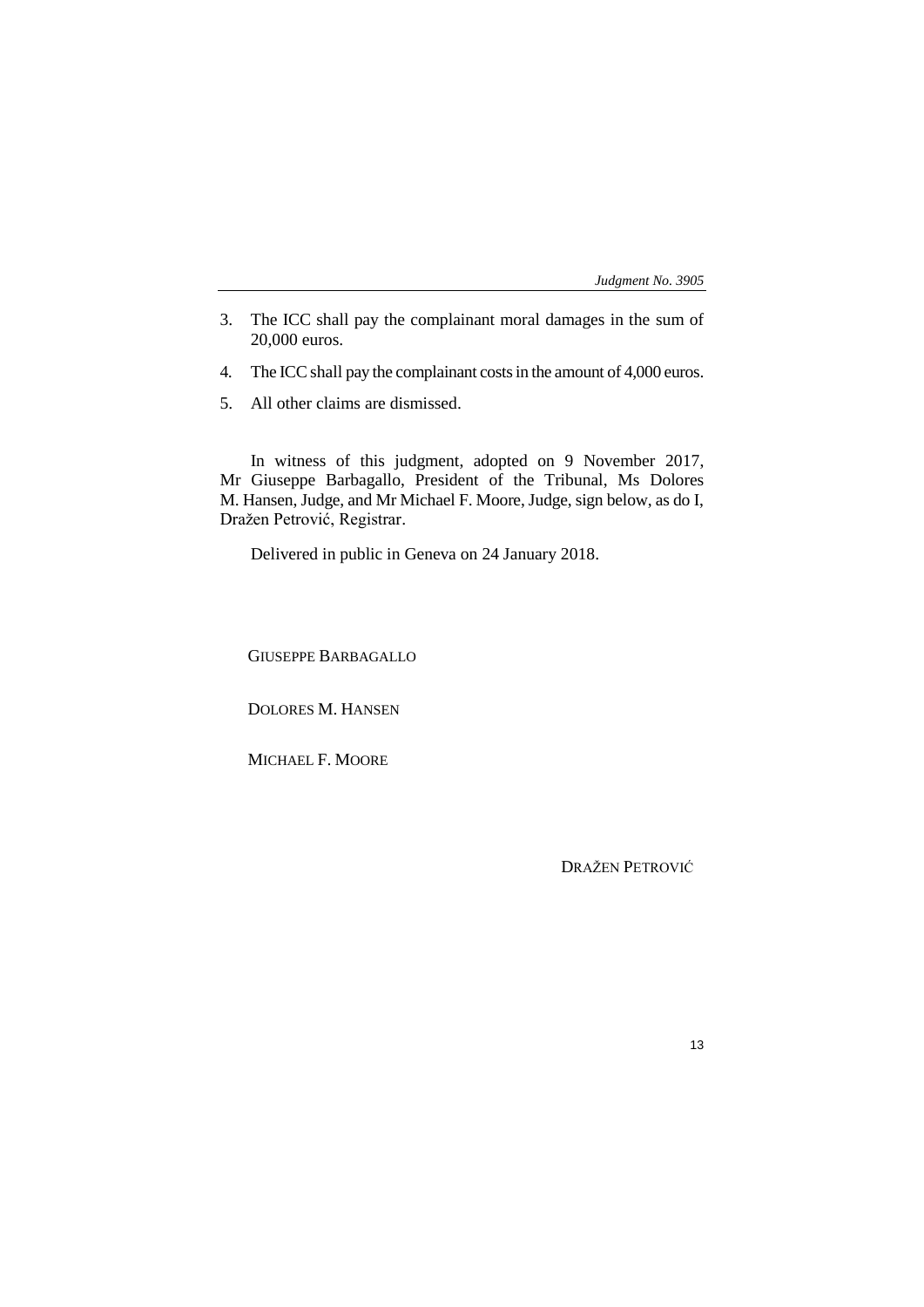3. The ICC shall pay the complainant moral damages in the sum of 20,000 euros.

4. The ICC shall pay the complainant costs in the amount of 4,000 euros.

5. All other claims are dismissed.

In witness of this judgment, adopted on 9 November 2017, Mr Giuseppe Barbagallo, President of the Tribunal, Ms Dolores M. Hansen, Judge, and Mr Michael F. Moore, Judge, sign below, as do I, Dražen Petrović, Registrar.

Delivered in public in Geneva on 24 January 2018.

GIUSEPPE BARBAGALLO

DOLORES M. HANSEN

MICHAEL F. MOORE

DRAŽEN PETROVIĆ